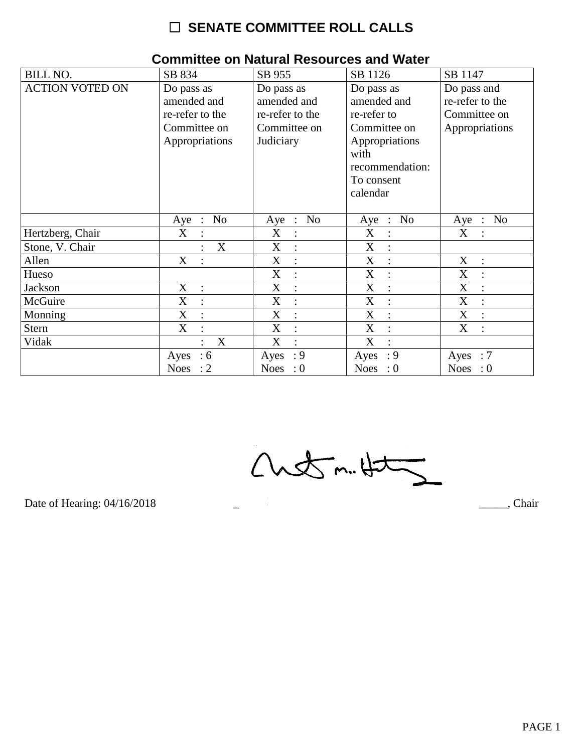# ☐ SENATE COMMITTEE ROLL CALLS

## Committee on Natural Resources and Water

| BILL NO. | SB 834 | SB 955 | SB 1126 | SB 1147 |
|---|---|---|---|---|
| ACTION VOTED ON | Do pass as amended and re-refer to the Committee on Appropriations | Do pass as amended and re-refer to the Committee on Judiciary | Do pass as amended and re-refer to Committee on Appropriations with recommendation: To consent calendar | Do pass and re-refer to the Committee on Appropriations |
| | Aye : No | Aye : No | Aye : No | Aye : No |
| Hertzberg, Chair | X : | X : | X : | X : |
| Stone, V. Chair | : X | X : | X : | |
| Allen | X : | X : | X : | X : |
| Hueso | | X : | X : | X : |
| Jackson | X : | X : | X : | X : |
| McGuire | X : | X : | X : | X : |
| Monning | X : | X : | X : | X : |
| Stern | X : | X : | X : | X : |
| Vidak | : X | X : | X : | |
| | Ayes : 6 Noes : 2 | Ayes : 9 Noes : 0 | Ayes : 9 Noes : 0 | Ayes : 7 Noes : 0 |

Date of Hearing: 04/16/2018

_____, Chair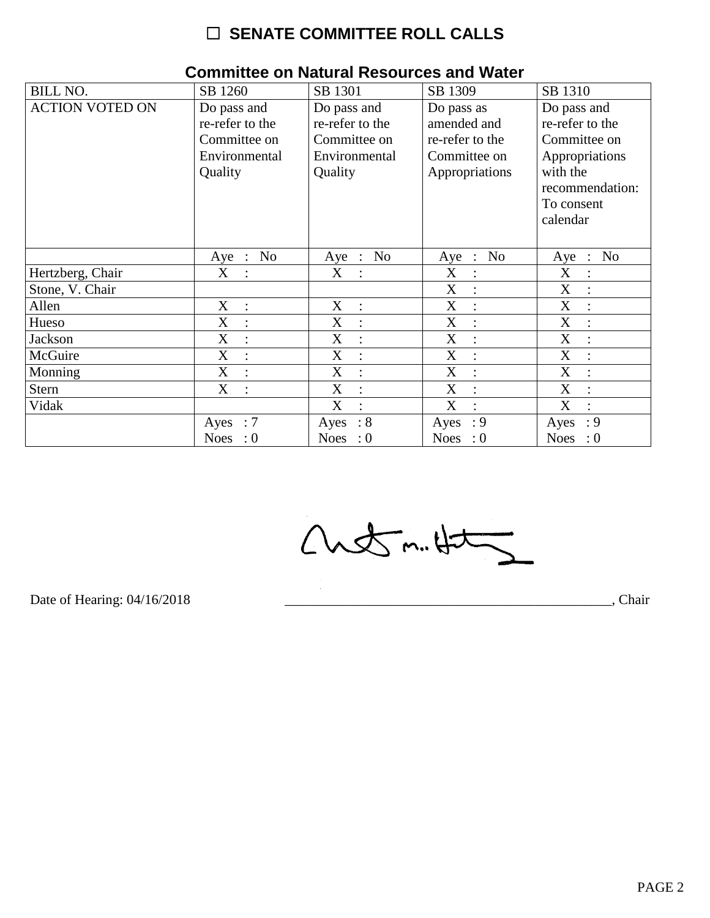# ☐ SENATE COMMITTEE ROLL CALLS

## Committee on Natural Resources and Water

| BILL NO. | SB 1260 | SB 1301 | SB 1309 | SB 1310 |
|---|---|---|---|---|
| ACTION VOTED ON | Do pass and re-refer to the Committee on Environmental Quality | Do pass and re-refer to the Committee on Environmental Quality | Do pass as amended and re-refer to the Committee on Appropriations | Do pass and re-refer to the Committee on Appropriations with the recommendation: To consent calendar |
| | Aye : No | Aye : No | Aye : No | Aye : No |
| Hertzberg, Chair | X : | X : | X : | X : |
| Stone, V. Chair | | | X : | X : |
| Allen | X : | X : | X : | X : |
| Hueso | X : | X : | X : | X : |
| Jackson | X : | X : | X : | X : |
| McGuire | X : | X : | X : | X : |
| Monning | X : | X : | X : | X : |
| Stern | X : | X : | X : | X : |
| Vidak | | X : | X : | X : |
| | Ayes : 7<br>Noes : 0 | Ayes : 8<br>Noes : 0 | Ayes : 9<br>Noes : 0 | Ayes : 9<br>Noes : 0 |

Date of Hearing: 04/16/2018 _______________________________________________, Chair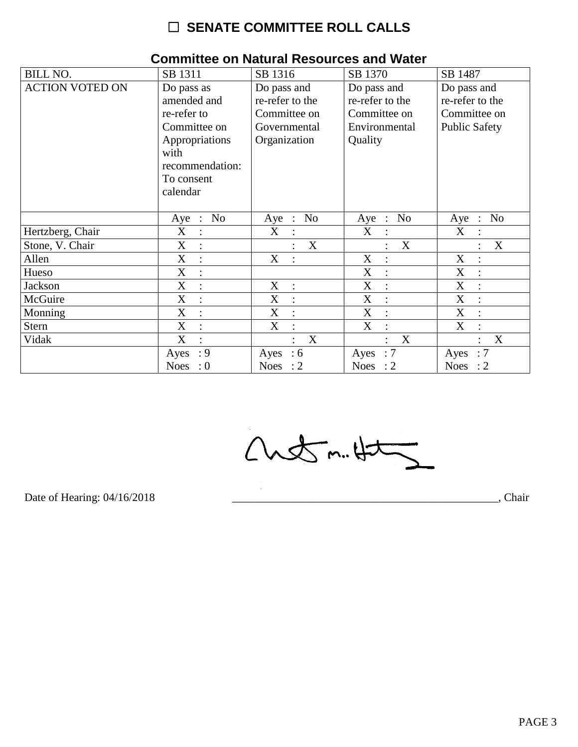# ☐ SENATE COMMITTEE ROLL CALLS

## Committee on Natural Resources and Water

| BILL NO. | SB 1311 | SB 1316 | SB 1370 | SB 1487 |
|---|---|---|---|---|
| ACTION VOTED ON | Do pass as amended and re-refer to Committee on Appropriations with recommendation: To consent calendar | Do pass and re-refer to the Committee on Governmental Organization | Do pass and re-refer to the Committee on Environmental Quality | Do pass and re-refer to the Committee on Public Safety |
| | Aye : No | Aye : No | Aye : No | Aye : No |
| Hertzberg, Chair | X : | X : | X : | X : |
| Stone, V. Chair | X : | : X | : X | : X |
| Allen | X : | X : | X : | X : |
| Hueso | X : | | X : | X : |
| Jackson | X : | X : | X : | X : |
| McGuire | X : | X : | X : | X : |
| Monning | X : | X : | X : | X : |
| Stern | X : | X : | X : | X : |
| Vidak | X : | : X | : X | : X |
| | Ayes : 9 Noes : 0 | Ayes : 6 Noes : 2 | Ayes : 7 Noes : 2 | Ayes : 7 Noes : 2 |

Date of Hearing: 04/16/2018

_______________________________________________, Chair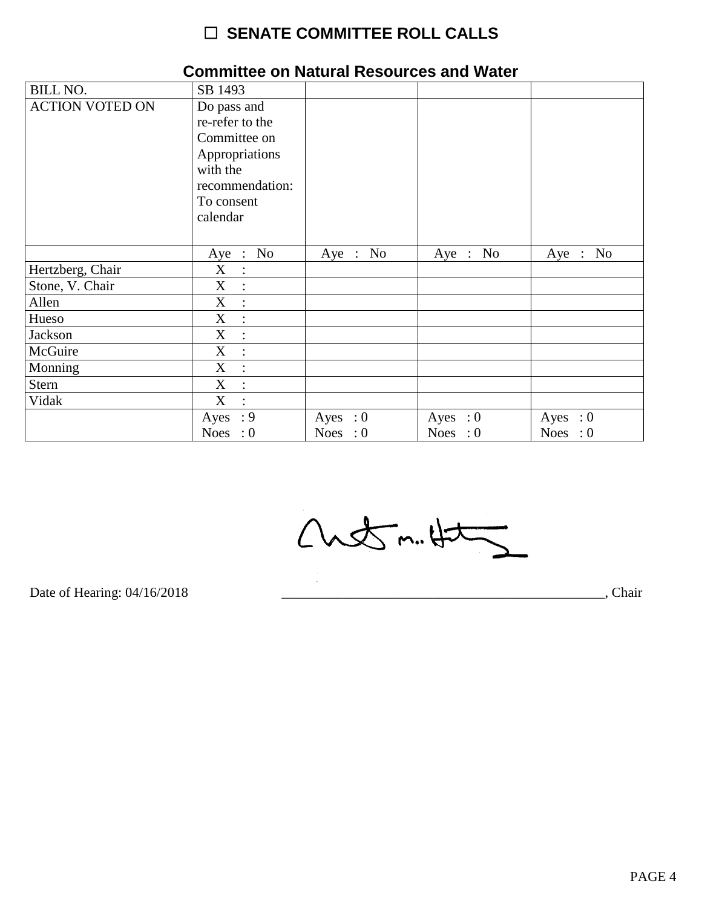# ☐ SENATE COMMITTEE ROLL CALLS

## Committee on Natural Resources and Water

| BILL NO. | SB 1493 | | | |
|---|---|---|---|---|
| ACTION VOTED ON | Do pass and re-refer to the Committee on Appropriations with the recommendation: To consent calendar | | | |
| | Aye : No | Aye : No | Aye : No | Aye : No |
| Hertzberg, Chair | X : | | | |
| Stone, V. Chair | X : | | | |
| Allen | X : | | | |
| Hueso | X : | | | |
| Jackson | X : | | | |
| McGuire | X : | | | |
| Monning | X : | | | |
| Stern | X : | | | |
| Vidak | X : | | | |
| | Ayes : 9<br>Noes : 0 | Ayes : 0<br>Noes : 0 | Ayes : 0<br>Noes : 0 | Ayes : 0<br>Noes : 0 |

Date of Hearing: 04/16/2018

_______________________________________________, Chair